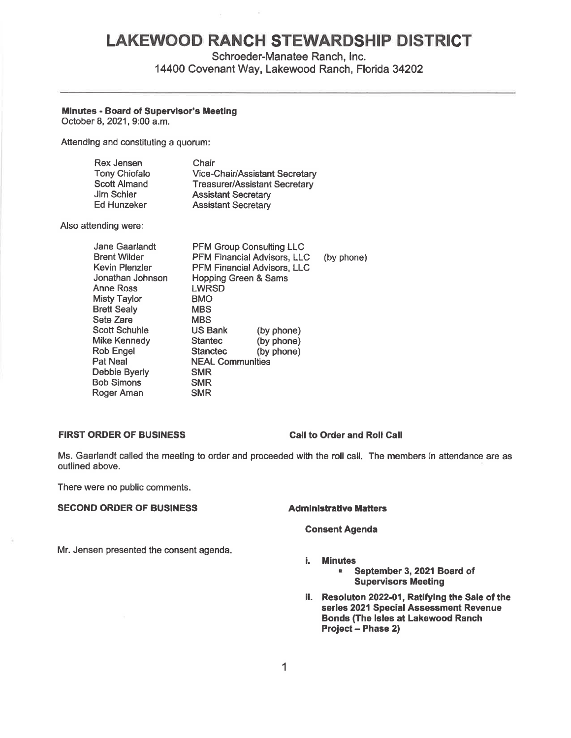# LAKEWOOD RANCH STEWARDSHIP DISTRICT

Schroeder-Manatee Ranch, Inc.
14400 Covenant Way, Lakewood Ranch, Florida 34202

---

**Minutes - Board of Supervisor's Meeting**
October 8, 2021, 9:00 a.m.

Attending and constituting a quorum:

| | |
|---|---|
| Rex Jensen | Chair |
| Tony Chiofalo | Vice-Chair/Assistant Secretary |
| Scott Almand | Treasurer/Assistant Secretary |
| Jim Schier | Assistant Secretary |
| Ed Hunzeker | Assistant Secretary |

Also attending were:

| | | |
|---|---|---|
| Jane Gaarlandt | PFM Group Consulting LLC | |
| Brent Wilder | PFM Financial Advisors, LLC | (by phone) |
| Kevin Plenzler | PFM Financial Advisors, LLC | |
| Jonathan Johnson | Hopping Green & Sams | |
| Anne Ross | LWRSD | |
| Misty Taylor | BMO | |
| Brett Sealy | MBS | |
| Sete Zare | MBS | |
| Scott Schuhle | US Bank | (by phone) |
| Mike Kennedy | Stantec | (by phone) |
| Rob Engel | Stanctec | (by phone) |
| Pat Neal | NEAL Communities | |
| Debbie Byerly | SMR | |
| Bob Simons | SMR | |
| Roger Aman | SMR | |

**FIRST ORDER OF BUSINESS** — **Call to Order and Roll Call**

Ms. Gaarlandt called the meeting to order and proceeded with the roll call. The members in attendance are as outlined above.

There were no public comments.

**SECOND ORDER OF BUSINESS** — **Administrative Matters**

**Consent Agenda**

Mr. Jensen presented the consent agenda.

**i. Minutes**
- **September 3, 2021 Board of Supervisors Meeting**

**ii. Resoluton 2022-01, Ratifying the Sale of the series 2021 Special Assessment Revenue Bonds (The Isles at Lakewood Ranch Project – Phase 2)**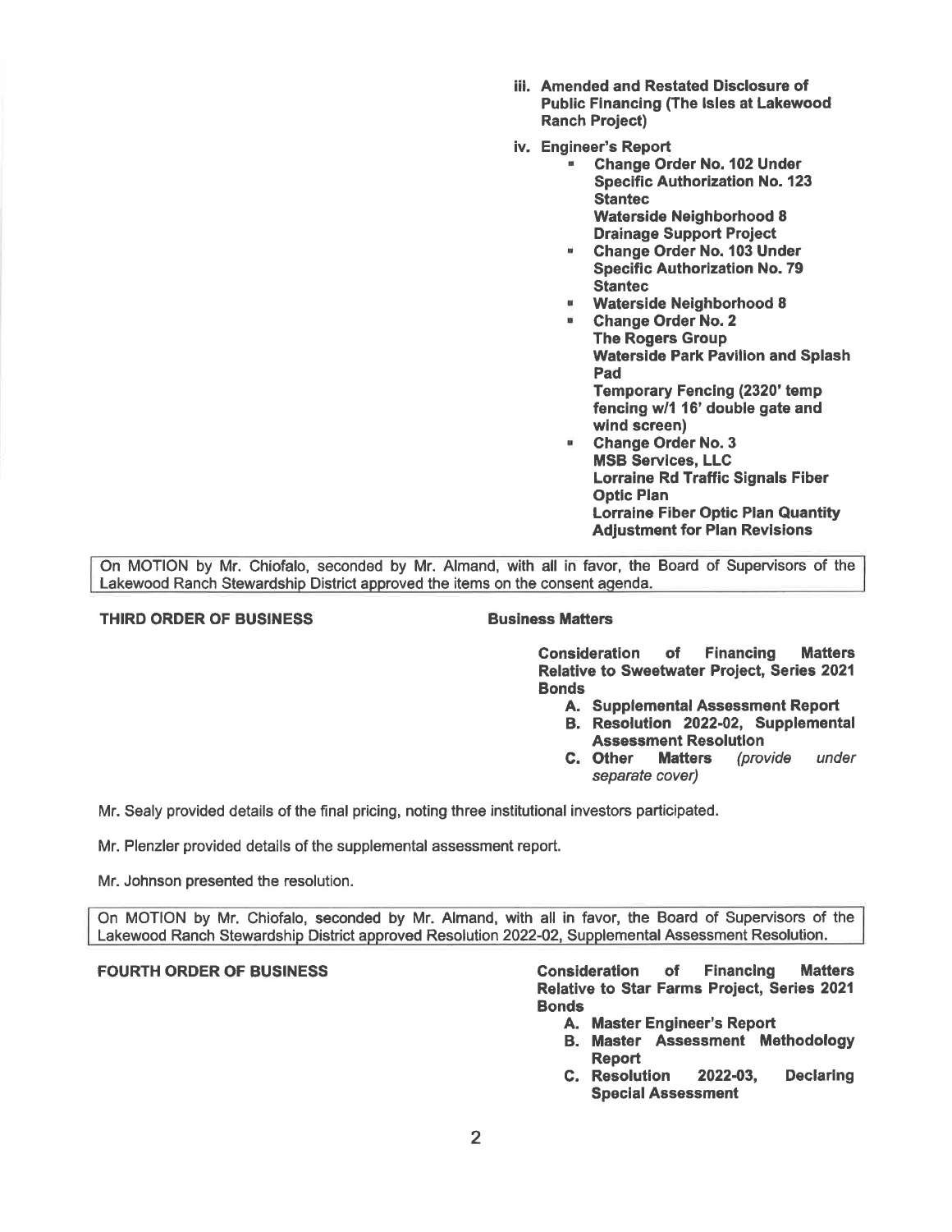- **iii. Amended and Restated Disclosure of Public Financing (The Isles at Lakewood Ranch Project)**
- **iv. Engineer's Report**
  - **Change Order No. 102 Under Specific Authorization No. 123 Stantec**
    **Waterside Neighborhood 8 Drainage Support Project**
  - **Change Order No. 103 Under Specific Authorization No. 79 Stantec**
  - **Waterside Neighborhood 8**
  - **Change Order No. 2**
    **The Rogers Group**
    **Waterside Park Pavilion and Splash Pad**
    **Temporary Fencing (2320' temp fencing w/1 16' double gate and wind screen)**
  - **Change Order No. 3**
    **MSB Services, LLC**
    **Lorraine Rd Traffic Signals Fiber Optic Plan**
    **Lorraine Fiber Optic Plan Quantity Adjustment for Plan Revisions**

> On MOTION by Mr. Chiofalo, seconded by Mr. Almand, with all in favor, the Board of Supervisors of the Lakewood Ranch Stewardship District approved the items on the consent agenda.

**THIRD ORDER OF BUSINESS** **Business Matters**

**Consideration of Financing Matters Relative to Sweetwater Project, Series 2021 Bonds**

- **A. Supplemental Assessment Report**
- **B. Resolution 2022-02, Supplemental Assessment Resolution**
- **C. Other Matters** *(provide under separate cover)*

Mr. Sealy provided details of the final pricing, noting three institutional investors participated.

Mr. Plenzler provided details of the supplemental assessment report.

Mr. Johnson presented the resolution.

> On MOTION by Mr. Chiofalo, seconded by Mr. Almand, with all in favor, the Board of Supervisors of the Lakewood Ranch Stewardship District approved Resolution 2022-02, Supplemental Assessment Resolution.

**FOURTH ORDER OF BUSINESS** **Consideration of Financing Matters Relative to Star Farms Project, Series 2021 Bonds**

- **A. Master Engineer's Report**
- **B. Master Assessment Methodology Report**
- **C. Resolution 2022-03, Declaring Special Assessment**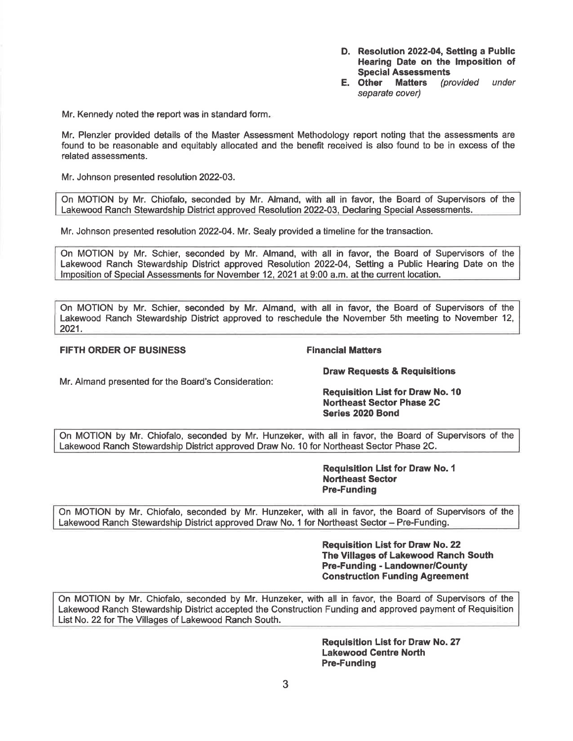**D. Resolution 2022-04, Setting a Public Hearing Date on the Imposition of Special Assessments**

**E. Other Matters** *(provided under separate cover)*

Mr. Kennedy noted the report was in standard form.

Mr. Plenzler provided details of the Master Assessment Methodology report noting that the assessments are found to be reasonable and equitably allocated and the benefit received is also found to be in excess of the related assessments.

Mr. Johnson presented resolution 2022-03.

> On MOTION by Mr. Chiofalo, seconded by Mr. Almand, with all in favor, the Board of Supervisors of the Lakewood Ranch Stewardship District approved Resolution 2022-03, Declaring Special Assessments.

Mr. Johnson presented resolution 2022-04. Mr. Sealy provided a timeline for the transaction.

> On MOTION by Mr. Schier, seconded by Mr. Almand, with all in favor, the Board of Supervisors of the Lakewood Ranch Stewardship District approved Resolution 2022-04, Setting a Public Hearing Date on the Imposition of Special Assessments for November 12, 2021 at 9:00 a.m. at the current location.

> On MOTION by Mr. Schier, seconded by Mr. Almand, with all in favor, the Board of Supervisors of the Lakewood Ranch Stewardship District approved to reschedule the November 5th meeting to November 12, 2021.

**FIFTH ORDER OF BUSINESS** **Financial Matters**

**Draw Requests & Requisitions**

Mr. Almand presented for the Board's Consideration:

**Requisition List for Draw No. 10**
**Northeast Sector Phase 2C**
**Series 2020 Bond**

> On MOTION by Mr. Chiofalo, seconded by Mr. Hunzeker, with all in favor, the Board of Supervisors of the Lakewood Ranch Stewardship District approved Draw No. 10 for Northeast Sector Phase 2C.

**Requisition List for Draw No. 1**
**Northeast Sector**
**Pre-Funding**

> On MOTION by Mr. Chiofalo, seconded by Mr. Hunzeker, with all in favor, the Board of Supervisors of the Lakewood Ranch Stewardship District approved Draw No. 1 for Northeast Sector – Pre-Funding.

**Requisition List for Draw No. 22**
**The Villages of Lakewood Ranch South**
**Pre-Funding - Landowner/County Construction Funding Agreement**

> On MOTION by Mr. Chiofalo, seconded by Mr. Hunzeker, with all in favor, the Board of Supervisors of the Lakewood Ranch Stewardship District accepted the Construction Funding and approved payment of Requisition List No. 22 for The Villages of Lakewood Ranch South.

**Requisition List for Draw No. 27**
**Lakewood Centre North**
**Pre-Funding**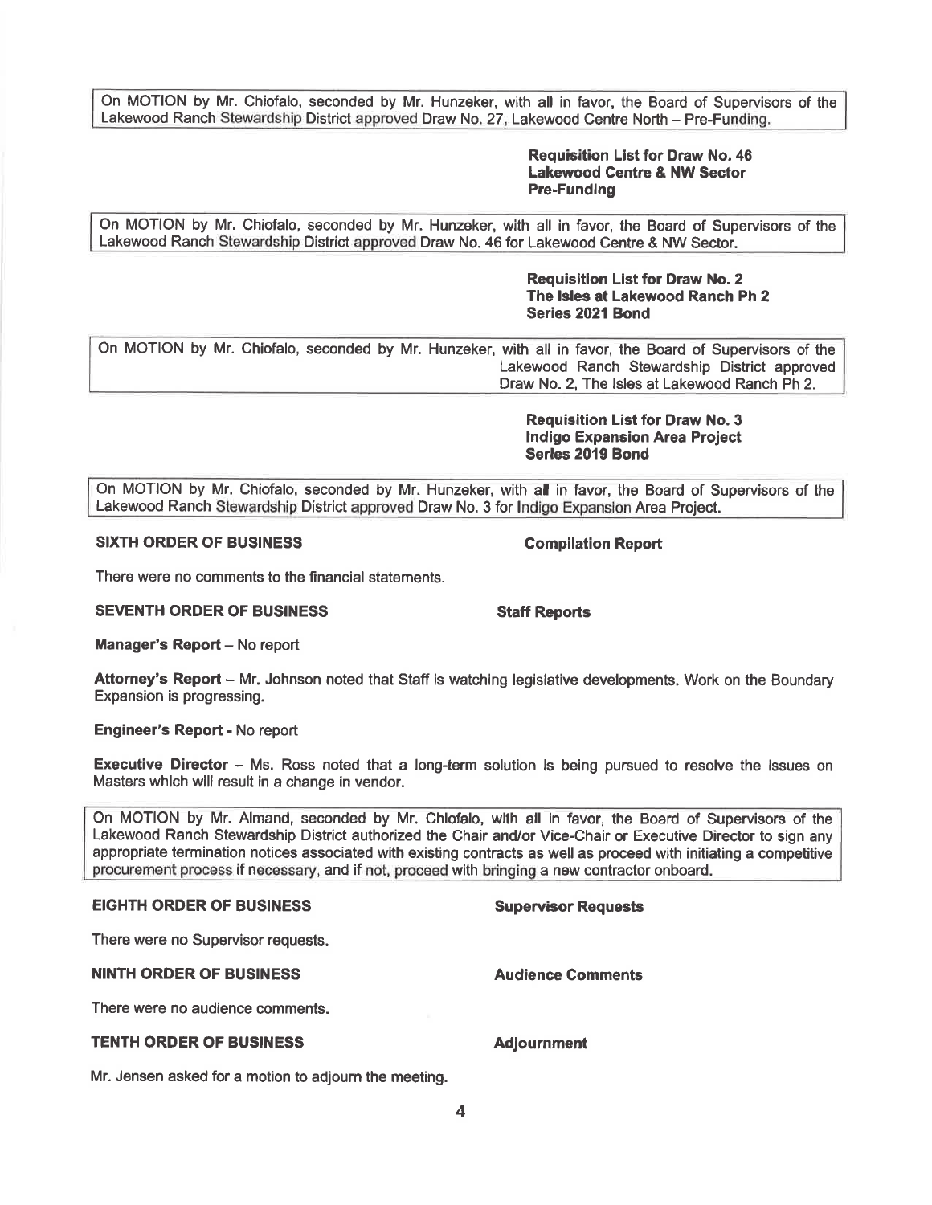On MOTION by Mr. Chiofalo, seconded by Mr. Hunzeker, with all in favor, the Board of Supervisors of the Lakewood Ranch Stewardship District approved Draw No. 27, Lakewood Centre North – Pre-Funding.

**Requisition List for Draw No. 46**
**Lakewood Centre & NW Sector**
**Pre-Funding**

On MOTION by Mr. Chiofalo, seconded by Mr. Hunzeker, with all in favor, the Board of Supervisors of the Lakewood Ranch Stewardship District approved Draw No. 46 for Lakewood Centre & NW Sector.

**Requisition List for Draw No. 2**
**The Isles at Lakewood Ranch Ph 2**
**Series 2021 Bond**

On MOTION by Mr. Chiofalo, seconded by Mr. Hunzeker, with all in favor, the Board of Supervisors of the Lakewood Ranch Stewardship District approved Draw No. 2, The Isles at Lakewood Ranch Ph 2.

**Requisition List for Draw No. 3**
**Indigo Expansion Area Project**
**Series 2019 Bond**

On MOTION by Mr. Chiofalo, seconded by Mr. Hunzeker, with all in favor, the Board of Supervisors of the Lakewood Ranch Stewardship District approved Draw No. 3 for Indigo Expansion Area Project.

**SIXTH ORDER OF BUSINESS** **Compilation Report**

There were no comments to the financial statements.

**SEVENTH ORDER OF BUSINESS** **Staff Reports**

**Manager's Report** – No report

**Attorney's Report** – Mr. Johnson noted that Staff is watching legislative developments. Work on the Boundary Expansion is progressing.

**Engineer's Report** - No report

**Executive Director** – Ms. Ross noted that a long-term solution is being pursued to resolve the issues on Masters which will result in a change in vendor.

On MOTION by Mr. Almand, seconded by Mr. Chiofalo, with all in favor, the Board of Supervisors of the Lakewood Ranch Stewardship District authorized the Chair and/or Vice-Chair or Executive Director to sign any appropriate termination notices associated with existing contracts as well as proceed with initiating a competitive procurement process if necessary, and if not, proceed with bringing a new contractor onboard.

**EIGHTH ORDER OF BUSINESS** **Supervisor Requests**

There were no Supervisor requests.

**NINTH ORDER OF BUSINESS** **Audience Comments**

There were no audience comments.

**TENTH ORDER OF BUSINESS** **Adjournment**

Mr. Jensen asked for a motion to adjourn the meeting.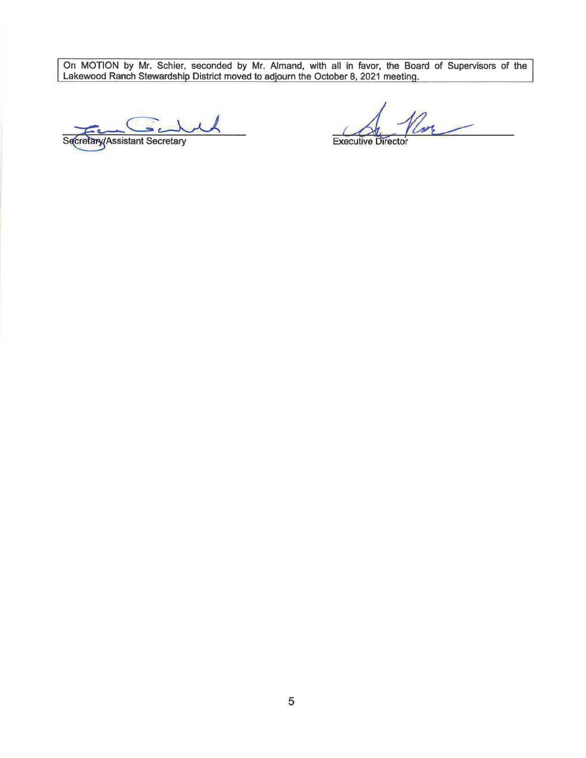On MOTION by Mr. Schier, seconded by Mr. Almand, with all in favor, the Board of Supervisors of the Lakewood Ranch Stewardship District moved to adjourn the October 8, 2021 meeting.

_______________________________
Secretary/Assistant Secretary

_______________________________
Executive Director